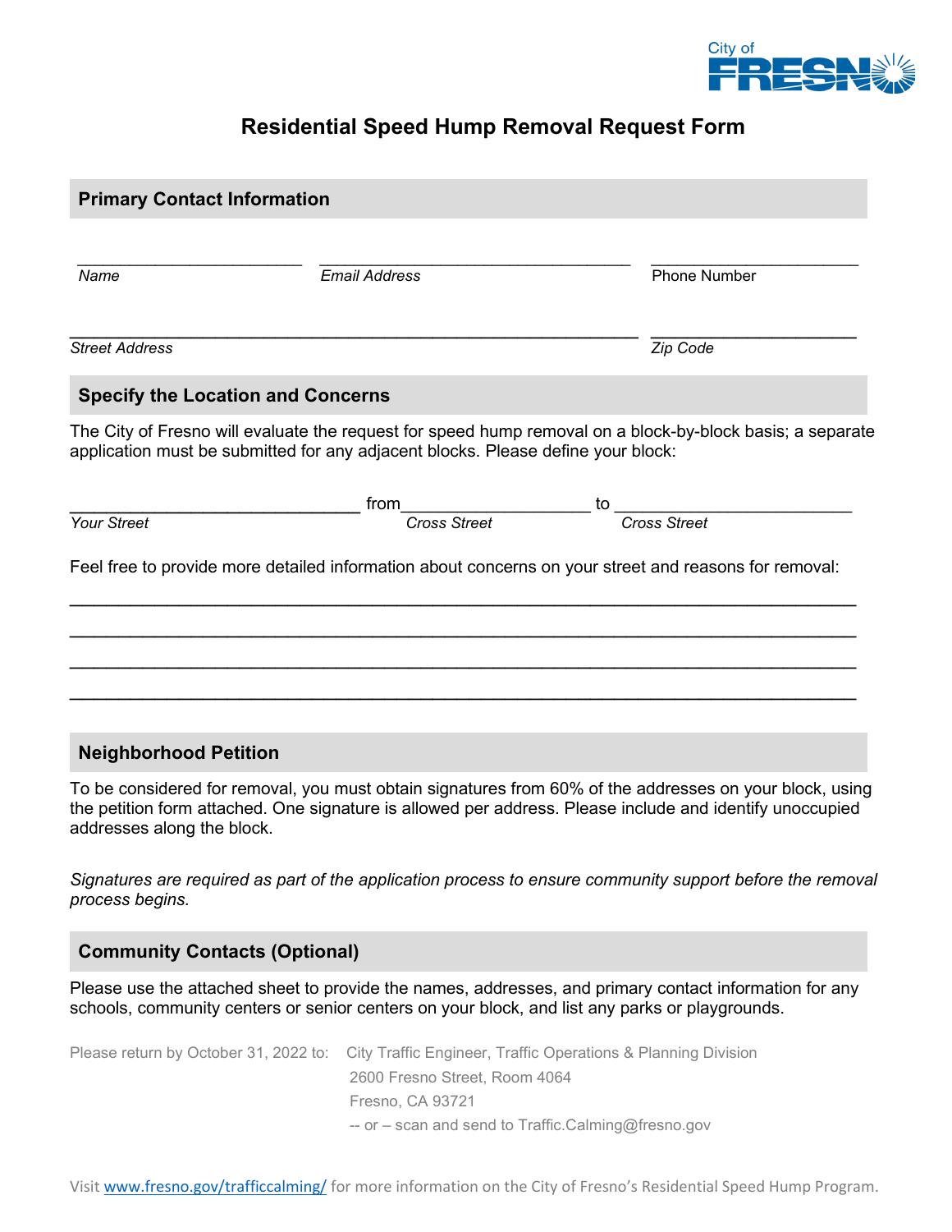City of FRESNO

# Residential Speed Hump Removal Request Form

## Primary Contact Information

\_\_\_\_\_\_\_\_\_\_\_\_\_\_\_\_\_\_\_\_\_\_\_\_ \_\_\_\_\_\_\_\_\_\_\_\_\_\_\_\_\_\_\_\_\_\_\_\_\_\_\_\_\_\_\_\_\_\_ \_\_\_\_\_\_\_\_\_\_\_\_\_\_\_\_\_\_\_\_\_\_
*Name* *Email Address* Phone Number

\_\_\_\_\_\_\_\_\_\_\_\_\_\_\_\_\_\_\_\_\_\_\_\_\_\_\_\_\_\_\_\_\_\_\_\_\_\_\_\_\_\_\_\_\_\_\_\_\_\_\_\_\_\_\_\_\_\_ \_\_\_\_\_\_\_\_\_\_\_\_\_\_\_\_\_\_\_\_\_\_
*Street Address* *Zip Code*

## Specify the Location and Concerns

The City of Fresno will evaluate the request for speed hump removal on a block-by-block basis; a separate application must be submitted for any adjacent blocks. Please define your block:

\_\_\_\_\_\_\_\_\_\_\_\_\_\_\_\_\_\_\_\_\_\_\_\_\_\_\_\_\_\_ from\_\_\_\_\_\_\_\_\_\_\_\_\_\_\_\_\_\_\_\_ to \_\_\_\_\_\_\_\_\_\_\_\_\_\_\_\_\_\_\_\_\_\_\_\_\_
*Your Street* *Cross Street* *Cross Street*

Feel free to provide more detailed information about concerns on your street and reasons for removal:

\_\_\_\_\_\_\_\_\_\_\_\_\_\_\_\_\_\_\_\_\_\_\_\_\_\_\_\_\_\_\_\_\_\_\_\_\_\_\_\_\_\_\_\_\_\_\_\_\_\_\_\_\_\_\_\_\_\_\_\_\_\_\_\_\_\_\_\_\_\_\_\_\_\_\_\_\_\_

\_\_\_\_\_\_\_\_\_\_\_\_\_\_\_\_\_\_\_\_\_\_\_\_\_\_\_\_\_\_\_\_\_\_\_\_\_\_\_\_\_\_\_\_\_\_\_\_\_\_\_\_\_\_\_\_\_\_\_\_\_\_\_\_\_\_\_\_\_\_\_\_\_\_\_\_\_\_

\_\_\_\_\_\_\_\_\_\_\_\_\_\_\_\_\_\_\_\_\_\_\_\_\_\_\_\_\_\_\_\_\_\_\_\_\_\_\_\_\_\_\_\_\_\_\_\_\_\_\_\_\_\_\_\_\_\_\_\_\_\_\_\_\_\_\_\_\_\_\_\_\_\_\_\_\_\_

\_\_\_\_\_\_\_\_\_\_\_\_\_\_\_\_\_\_\_\_\_\_\_\_\_\_\_\_\_\_\_\_\_\_\_\_\_\_\_\_\_\_\_\_\_\_\_\_\_\_\_\_\_\_\_\_\_\_\_\_\_\_\_\_\_\_\_\_\_\_\_\_\_\_\_\_\_\_

## Neighborhood Petition

To be considered for removal, you must obtain signatures from 60% of the addresses on your block, using the petition form attached. One signature is allowed per address. Please include and identify unoccupied addresses along the block.

*Signatures are required as part of the application process to ensure community support before the removal process begins.*

## Community Contacts (Optional)

Please use the attached sheet to provide the names, addresses, and primary contact information for any schools, community centers or senior centers on your block, and list any parks or playgrounds.

Please return by October 31, 2022 to: City Traffic Engineer, Traffic Operations & Planning Division
2600 Fresno Street, Room 4064
Fresno, CA 93721
-- or – scan and send to Traffic.Calming@fresno.gov

Visit [www.fresno.gov/trafficcalming/](http://www.fresno.gov/trafficcalming/) for more information on the City of Fresno's Residential Speed Hump Program.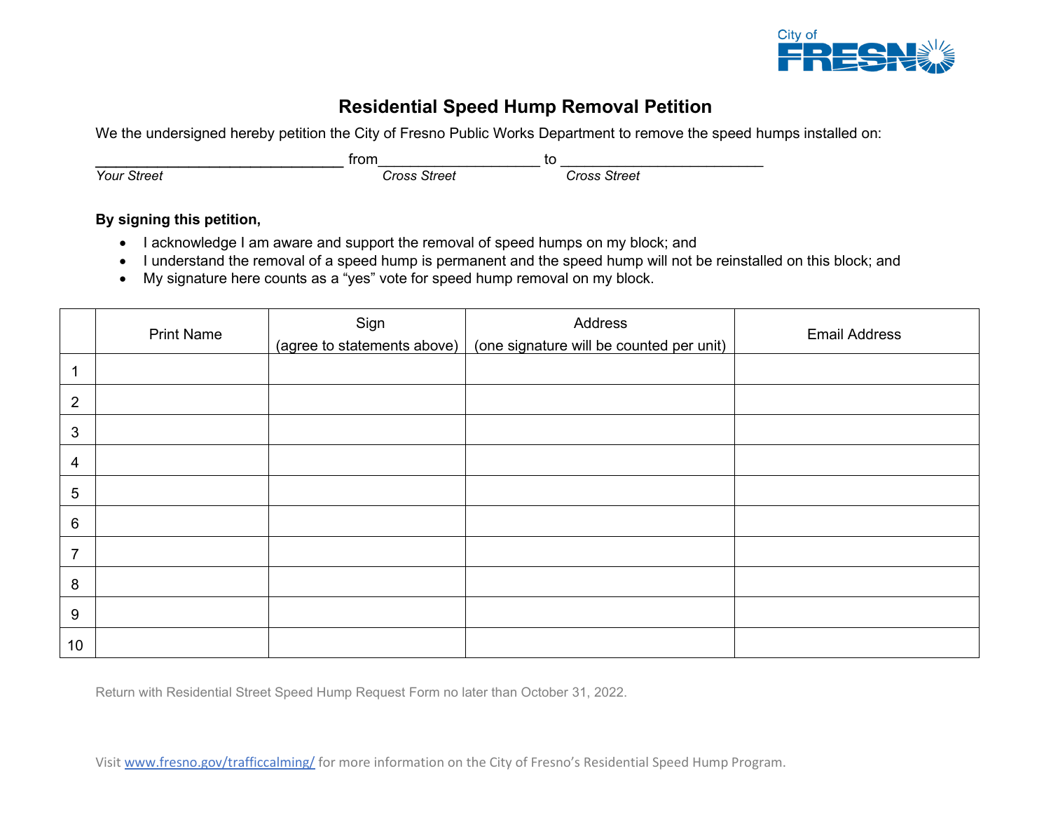City of FRESNO

# Residential Speed Hump Removal Petition

We the undersigned hereby petition the City of Fresno Public Works Department to remove the speed humps installed on:

______________________________ from___________________ to ________________________
*Your Street* *Cross Street* *Cross Street*

**By signing this petition,**

- I acknowledge I am aware and support the removal of speed humps on my block; and
- I understand the removal of a speed hump is permanent and the speed hump will not be reinstalled on this block; and
- My signature here counts as a "yes" vote for speed hump removal on my block.

| | Print Name | Sign (agree to statements above) | Address (one signature will be counted per unit) | Email Address |
|---|---|---|---|---|
| 1 | | | | |
| 2 | | | | |
| 3 | | | | |
| 4 | | | | |
| 5 | | | | |
| 6 | | | | |
| 7 | | | | |
| 8 | | | | |
| 9 | | | | |
| 10 | | | | |

Return with Residential Street Speed Hump Request Form no later than October 31, 2022.

Visit [www.fresno.gov/trafficcalming/](www.fresno.gov/trafficcalming/) for more information on the City of Fresno's Residential Speed Hump Program.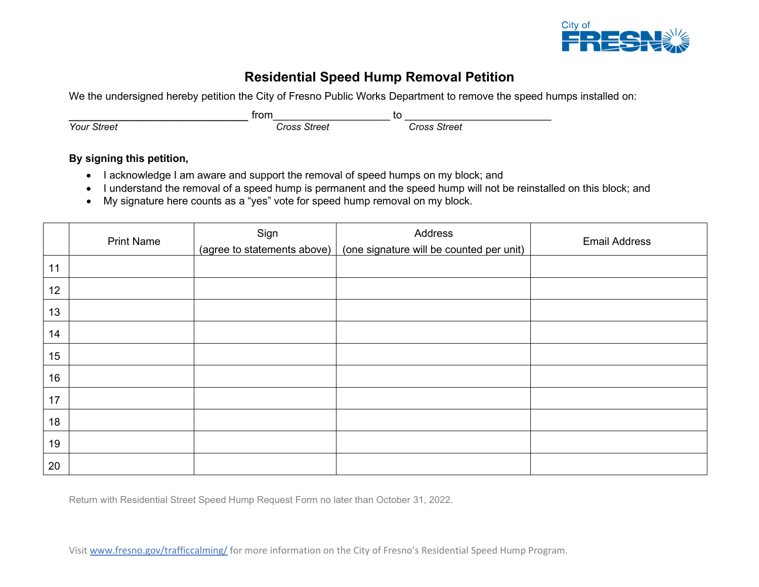City of FRESNO

# Residential Speed Hump Removal Petition

We the undersigned hereby petition the City of Fresno Public Works Department to remove the speed humps installed on:

______________________________ from__________________ to _______________________

*Your Street* *Cross Street* *Cross Street*

**By signing this petition,**

- I acknowledge I am aware and support the removal of speed humps on my block; and
- I understand the removal of a speed hump is permanent and the speed hump will not be reinstalled on this block; and
- My signature here counts as a "yes" vote for speed hump removal on my block.

| | Print Name | Sign (agree to statements above) | Address (one signature will be counted per unit) | Email Address |
|---|---|---|---|---|
| 11 | | | | |
| 12 | | | | |
| 13 | | | | |
| 14 | | | | |
| 15 | | | | |
| 16 | | | | |
| 17 | | | | |
| 18 | | | | |
| 19 | | | | |
| 20 | | | | |

Return with Residential Street Speed Hump Request Form no later than October 31, 2022.

Visit [www.fresno.gov/trafficcalming/](www.fresno.gov/trafficcalming/) for more information on the City of Fresno's Residential Speed Hump Program.